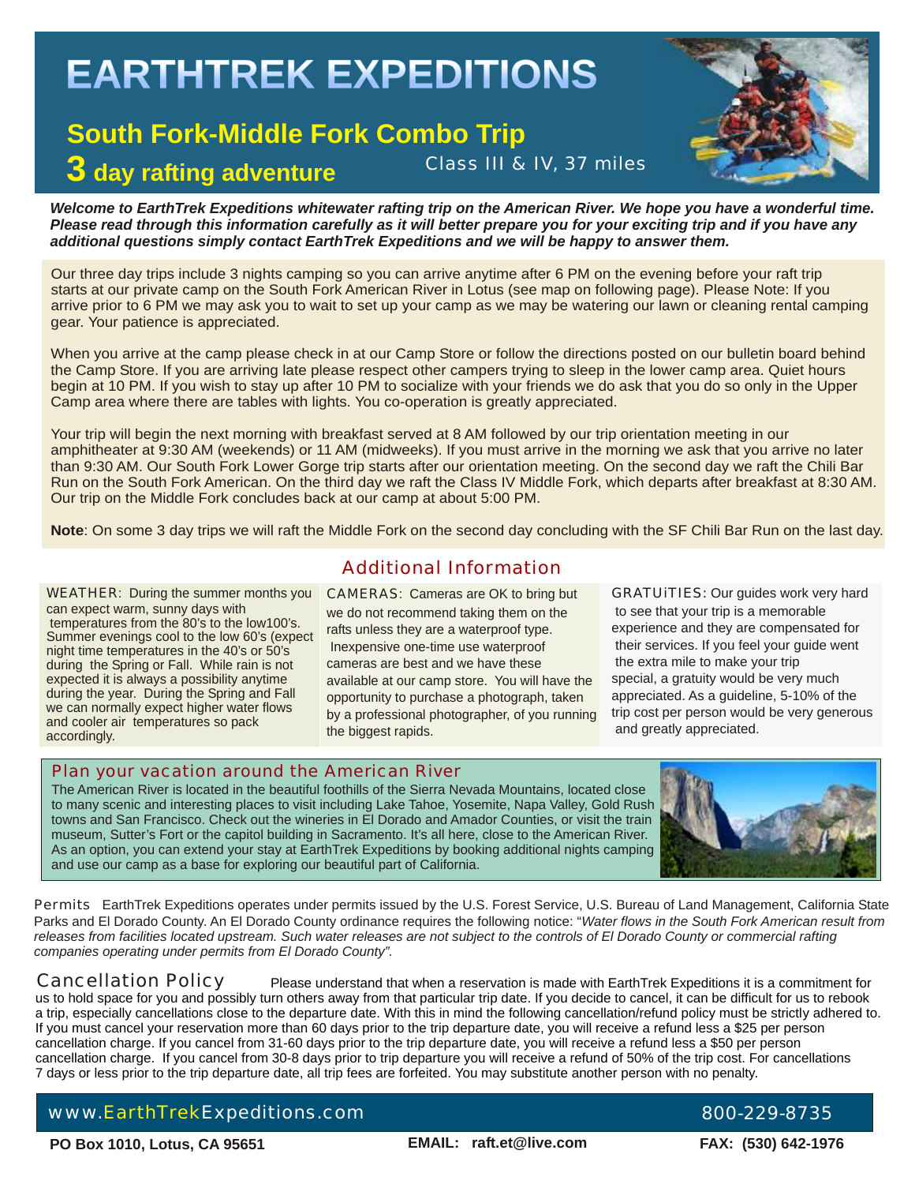# EARTHTREK EXPEDITIONS

## South Fork-Middle Fork Combo Trip

## 3 day rafting adventure

Class III & IV, 37 miles

***Welcome to EarthTrek Expeditions whitewater rafting trip on the American River. We hope you have a wonderful time. Please read through this information carefully as it will better prepare you for your exciting trip and if you have any additional questions simply contact EarthTrek Expeditions and we will be happy to answer them.***

Our three day trips include 3 nights camping so you can arrive anytime after 6 PM on the evening before your raft trip starts at our private camp on the South Fork American River in Lotus (see map on following page). Please Note: If you arrive prior to 6 PM we may ask you to wait to set up your camp as we may be watering our lawn or cleaning rental camping gear. Your patience is appreciated.

When you arrive at the camp please check in at our Camp Store or follow the directions posted on our bulletin board behind the Camp Store. If you are arriving late please respect other campers trying to sleep in the lower camp area. Quiet hours begin at 10 PM. If you wish to stay up after 10 PM to socialize with your friends we do ask that you do so only in the Upper Camp area where there are tables with lights. You co-operation is greatly appreciated.

Your trip will begin the next morning with breakfast served at 8 AM followed by our trip orientation meeting in our amphitheater at 9:30 AM (weekends) or 11 AM (midweeks). If you must arrive in the morning we ask that you arrive no later than 9:30 AM. Our South Fork Lower Gorge trip starts after our orientation meeting. On the second day we raft the Chili Bar Run on the South Fork American. On the third day we raft the Class IV Middle Fork, which departs after breakfast at 8:30 AM. Our trip on the Middle Fork concludes back at our camp at about 5:00 PM.

**Note**: On some 3 day trips we will raft the Middle Fork on the second day concluding with the SF Chili Bar Run on the last day.

## Additional Information

WEATHER: During the summer months you can expect warm, sunny days with temperatures from the 80's to the low100's. Summer evenings cool to the low 60's (expect night time temperatures in the 40's or 50's during the Spring or Fall. While rain is not expected it is always a possibility anytime during the year. During the Spring and Fall we can normally expect higher water flows and cooler air temperatures so pack accordingly.

CAMERAS: Cameras are OK to bring but we do not recommend taking them on the rafts unless they are a waterproof type. Inexpensive one-time use waterproof cameras are best and we have these available at our camp store. You will have the opportunity to purchase a photograph, taken by a professional photographer, of you running the biggest rapids.

GRATUiTIES: Our guides work very hard to see that your trip is a memorable experience and they are compensated for their services. If you feel your guide went the extra mile to make your trip special, a gratuity would be very much appreciated. As a guideline, 5-10% of the trip cost per person would be very generous and greatly appreciated.

## Plan your vacation around the American River

The American River is located in the beautiful foothills of the Sierra Nevada Mountains, located close to many scenic and interesting places to visit including Lake Tahoe, Yosemite, Napa Valley, Gold Rush towns and San Francisco. Check out the wineries in El Dorado and Amador Counties, or visit the train museum, Sutter's Fort or the capitol building in Sacramento. It's all here, close to the American River. As an option, you can extend your stay at EarthTrek Expeditions by booking additional nights camping and use our camp as a base for exploring our beautiful part of California.

**Permits** EarthTrek Expeditions operates under permits issued by the U.S. Forest Service, U.S. Bureau of Land Management, California State Parks and El Dorado County. An El Dorado County ordinance requires the following notice: "*Water flows in the South Fork American result from releases from facilities located upstream. Such water releases are not subject to the controls of El Dorado County or commercial rafting companies operating under permits from El Dorado County".*

## Cancellation Policy

Please understand that when a reservation is made with EarthTrek Expeditions it is a commitment for us to hold space for you and possibly turn others away from that particular trip date. If you decide to cancel, it can be difficult for us to rebook a trip, especially cancellations close to the departure date. With this in mind the following cancellation/refund policy must be strictly adhered to. If you must cancel your reservation more than 60 days prior to the trip departure date, you will receive a refund less a $25 per person cancellation charge. If you cancel from 31-60 days prior to the trip departure date, you will receive a refund less a $50 per person cancellation charge. If you cancel from 30-8 days prior to trip departure you will receive a refund of 50% of the trip cost. For cancellations 7 days or less prior to the trip departure date, all trip fees are forfeited. You may substitute another person with no penalty.

www.EarthTrekExpeditions.com 800-229-8735

**PO Box 1010, Lotus, CA 95651** **EMAIL: raft.et@live.com** **FAX: (530) 642-1976**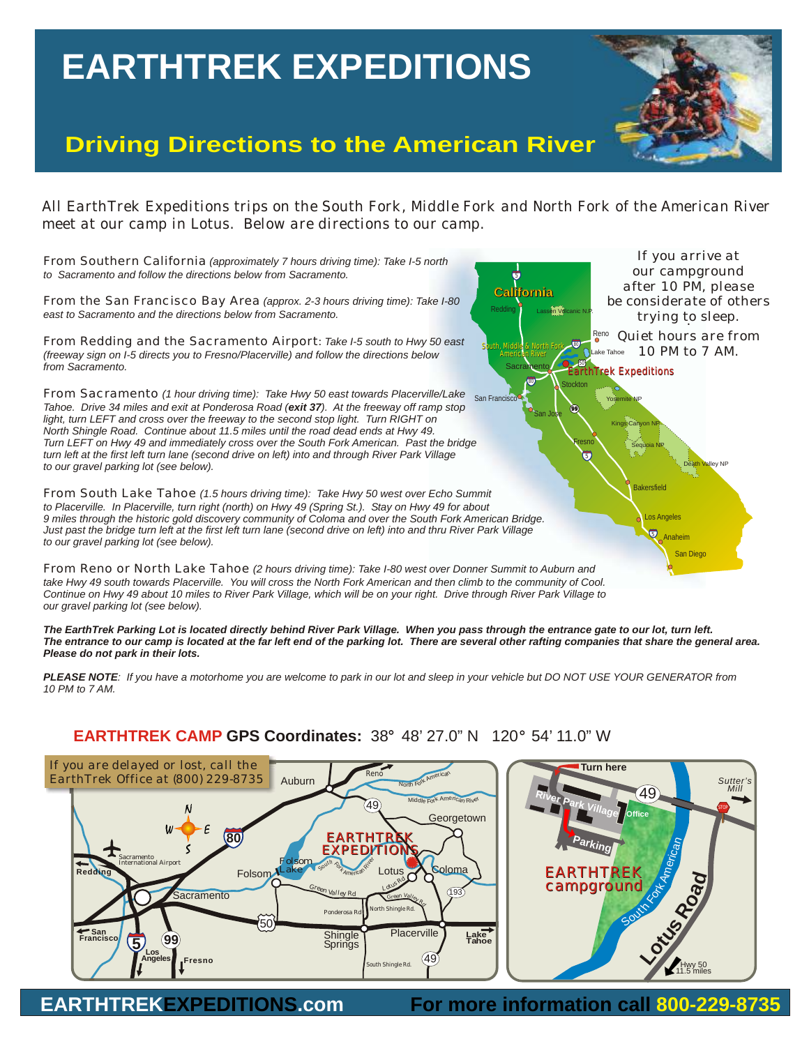# EARTHTREK EXPEDITIONS

## Driving Directions to the American River

All EarthTrek Expeditions trips on the South Fork, Middle Fork and North Fork of the American River meet at our camp in Lotus. Below are directions to our camp.

From Southern California *(approximately 7 hours driving time): Take I-5 north to Sacramento and follow the directions below from Sacramento.*

From the San Francisco Bay Area *(approx. 2-3 hours driving time): Take I-80 east to Sacramento and the directions below from Sacramento.*

From Redding and the Sacramento Airport: *Take I-5 south to Hwy 50 east (freeway sign on I-5 directs you to Fresno/Placerville) and follow the directions below from Sacramento.*

From Sacramento *(1 hour driving time): Take Hwy 50 east towards Placerville/Lake Tahoe. Drive 34 miles and exit at Ponderosa Road (**exit 37**). At the freeway off ramp stop light, turn LEFT and cross over the freeway to the second stop light. Turn RIGHT on North Shingle Road. Continue about 11.5 miles until the road dead ends at Hwy 49. Turn LEFT on Hwy 49 and immediately cross over the South Fork American. Past the bridge turn left at the first left turn lane (second drive on left) into and through River Park Village to our gravel parking lot (see below).*

From South Lake Tahoe *(1.5 hours driving time): Take Hwy 50 west over Echo Summit to Placerville. In Placerville, turn right (north) on Hwy 49 (Spring St.). Stay on Hwy 49 for about 9 miles through the historic gold discovery community of Coloma and over the South Fork American Bridge. Just past the bridge turn left at the first left turn lane (second drive on left) into and thru River Park Village to our gravel parking lot (see below).*

From Reno or North Lake Tahoe *(2 hours driving time): Take I-80 west over Donner Summit to Auburn and take Hwy 49 south towards Placerville. You will cross the North Fork American and then climb to the community of Cool. Continue on Hwy 49 about 10 miles to River Park Village, which will be on your right. Drive through River Park Village to our gravel parking lot (see below).*

If you arrive at our campground after 10 PM, please be considerate of others trying to sleep. Quiet hours are from 10 PM to 7 AM.

***The EarthTrek Parking Lot is located directly behind River Park Village. When you pass through the entrance gate to our lot, turn left. The entrance to our camp is located at the far left end of the parking lot. There are several other rafting companies that share the general area. Please do not park in their lots.***

***PLEASE NOTE****: If you have a motorhome you are welcome to park in our lot and sleep in your vehicle but DO NOT USE YOUR GENERATOR from 10 PM to 7 AM.*

**EARTHTREK CAMP GPS Coordinates:** 38° 48' 27.0" N 120° 54' 11.0" W

If you are delayed or lost, call the EarthTrek Office at (800) 229-8735

**EARTHTREKEXPEDITIONS.com** **For more information call 800-229-8735**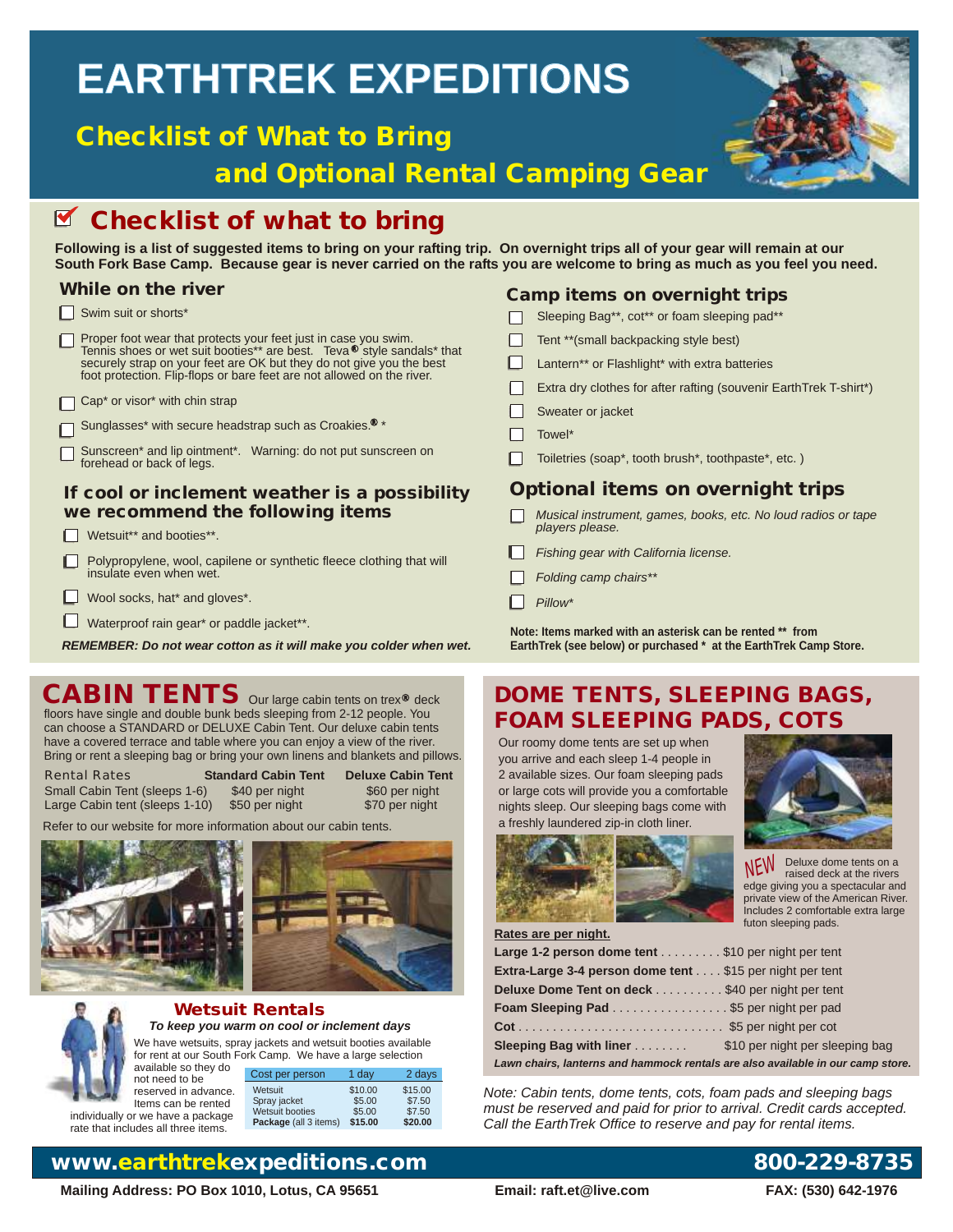# EARTHTREK EXPEDITIONS

## Checklist of What to Bring and Optional Rental Camping Gear

## Checklist of what to bring

**Following is a list of suggested items to bring on your rafting trip. On overnight trips all of your gear will remain at our South Fork Base Camp. Because gear is never carried on the rafts you are welcome to bring as much as you feel you need.**

### While on the river

- [ ] Swim suit or shorts*
- [ ] Proper foot wear that protects your feet just in case you swim. Tennis shoes or wet suit booties** are best. Teva® style sandals* that securely strap on your feet are OK but they do not give you the best foot protection. Flip-flops or bare feet are not allowed on the river.
- [ ] Cap* or visor* with chin strap
- [ ] Sunglasses* with secure headstrap such as Croakies.® *
- [ ] Sunscreen* and lip ointment*. Warning: do not put sunscreen on forehead or back of legs.

### If cool or inclement weather is a possibility we recommend the following items

- [ ] Wetsuit** and booties**.
- [ ] Polypropylene, wool, capilene or synthetic fleece clothing that will insulate even when wet.
- [ ] Wool socks, hat* and gloves*.
- [ ] Waterproof rain gear* or paddle jacket**.

***REMEMBER: Do not wear cotton as it will make you colder when wet.***

### Camp items on overnight trips

- [ ] Sleeping Bag**, cot** or foam sleeping pad**
- [ ] Tent **(small backpacking style best)
- [ ] Lantern** or Flashlight* with extra batteries
- [ ] Extra dry clothes for after rafting (souvenir EarthTrek T-shirt*)
- [ ] Sweater or jacket
- [ ] Towel*
- [ ] Toiletries (soap*, tooth brush*, toothpaste*, etc. )

### Optional items on overnight trips

- [ ] *Musical instrument, games, books, etc. No loud radios or tape players please.*
- [ ] *Fishing gear with California license.*
- [ ] *Folding camp chairs***
- [ ] *Pillow**

**Note: Items marked with an asterisk can be rented ** from EarthTrek (see below) or purchased * at the EarthTrek Camp Store.**

## CABIN TENTS

Our large cabin tents on trex® deck floors have single and double bunk beds sleeping from 2-12 people. You can choose a STANDARD or DELUXE Cabin Tent. Our deluxe cabin tents have a covered terrace and table where you can enjoy a view of the river. Bring or rent a sleeping bag or bring your own linens and blankets and pillows.

| Rental Rates | Standard Cabin Tent | Deluxe Cabin Tent |
|---|---|---|
| Small Cabin Tent (sleeps 1-6) | $40 per night | $60 per night |
| Large Cabin tent (sleeps 1-10) | $50 per night | $70 per night |

Refer to our website for more information about our cabin tents.

### Wetsuit Rentals

***To keep you warm on cool or inclement days***

We have wetsuits, spray jackets and wetsuit booties available for rent at our South Fork Camp. We have a large selection available so they do not need to be reserved in advance. Items can be rented individually or we have a package rate that includes all three items.

| Cost per person | 1 day | 2 days |
|---|---|---|
| Wetsuit | $10.00 | $15.00 |
| Spray jacket | $5.00 | $7.50 |
| Wetsuit booties | $5.00 | $7.50 |
| **Package** (all 3 items) | **$15.00** | **$20.00** |

## DOME TENTS, SLEEPING BAGS, FOAM SLEEPING PADS, COTS

Our roomy dome tents are set up when you arrive and each sleep 1-4 people in 2 available sizes. Our foam sleeping pads or large cots will provide you a comfortable nights sleep. Our sleeping bags come with a freshly laundered zip-in cloth liner.

NEW Deluxe dome tents on a raised deck at the rivers edge giving you a spectacular and private view of the American River. Includes 2 comfortable extra large futon sleeping pads.

**Rates are per night.**

| | |
|---|---|
| **Large 1-2 person dome tent** | $10 per night per tent |
| **Extra-Large 3-4 person dome tent** | $15 per night per tent |
| **Deluxe Dome Tent on deck** | $40 per night per tent |
| **Foam Sleeping Pad** | $5 per night per pad |
| **Cot** | $5 per night per cot |
| **Sleeping Bag with liner** | $10 per night per sleeping bag |

***Lawn chairs, lanterns and hammock rentals are also available in our camp store.***

*Note: Cabin tents, dome tents, cots, foam pads and sleeping bags must be reserved and paid for prior to arrival. Credit cards accepted. Call the EarthTrek Office to reserve and pay for rental items.*

**www.earthtrekexpeditions.com** | **800-229-8735**

**Mailing Address: PO Box 1010, Lotus, CA 95651** | **Email: raft.et@live.com** | **FAX: (530) 642-1976**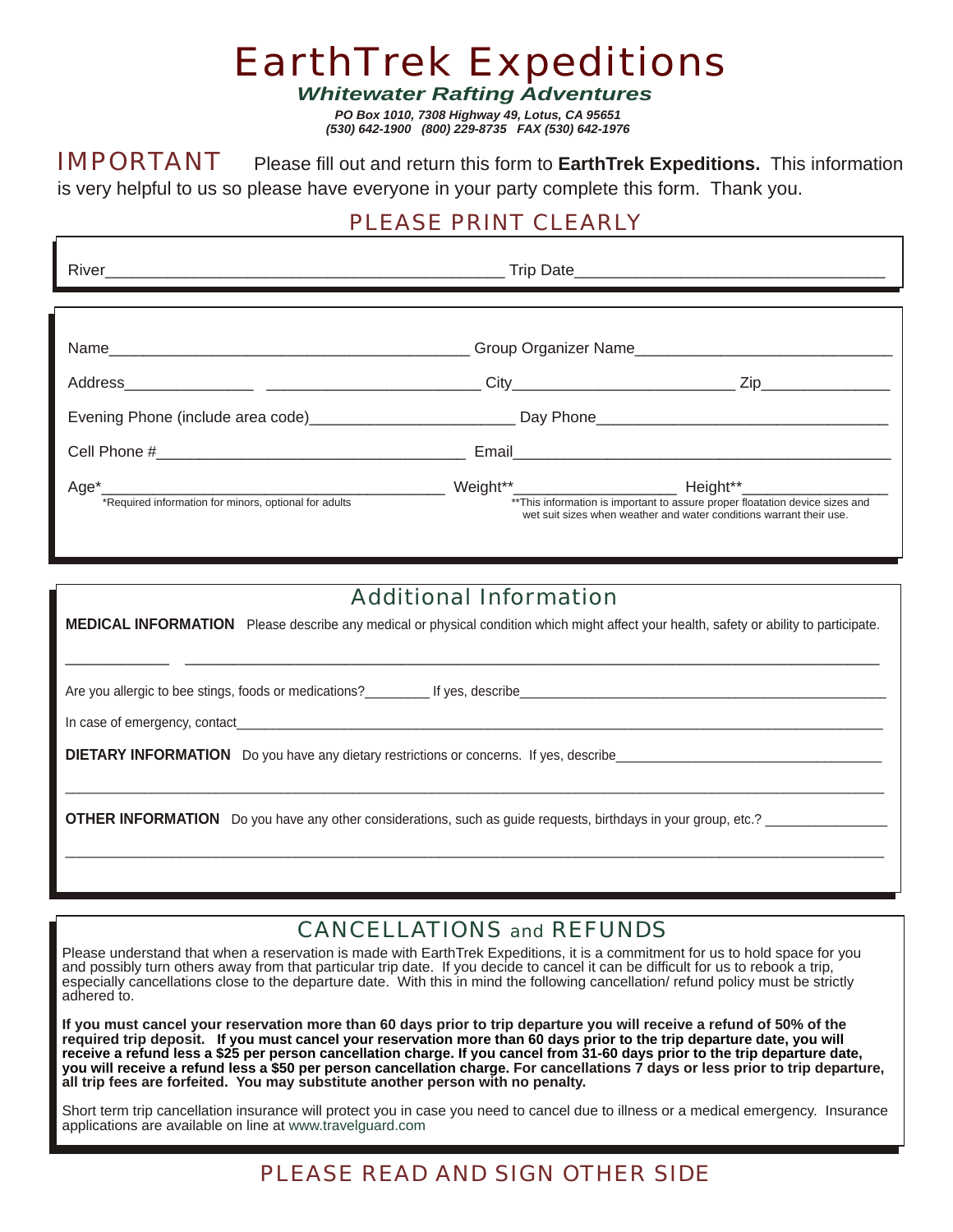# EarthTrek Expeditions

***Whitewater Rafting Adventures***

*PO Box 1010, 7308 Highway 49, Lotus, CA 95651*
*(530) 642-1900 (800) 229-8735 FAX (530) 642-1976*

IMPORTANT Please fill out and return this form to **EarthTrek Expeditions.** This information is very helpful to us so please have everyone in your party complete this form. Thank you.

## PLEASE PRINT CLEARLY

River_______________________________________________ Trip Date__________________________________

Name____________________________________________ Group Organizer Name_____________________________

Address_______________ ________________________ City_________________________ Zip_______________

Evening Phone (include area code)_______________________ Day Phone_________________________________

Cell Phone #___________________________________ Email_____________________________________________

Age*_______________________________________ Weight**__________________ Height**________________

*Required information for minors, optional for adults

**This information is important to assure proper floatation device sizes and wet suit sizes when weather and water conditions warrant their use.

## Additional Information

**MEDICAL INFORMATION** Please describe any medical or physical condition which might affect your health, safety or ability to participate.

____________ ____________________________________________________________________________________

Are you allergic to bee stings, foods or medications?_________ If yes, describe___________________________________________________

In case of emergency, contact_______________________________________________________________________________________

**DIETARY INFORMATION** Do you have any dietary restrictions or concerns. If yes, describe____________________________________

________________________________________________________________________________________________________

**OTHER INFORMATION** Do you have any other considerations, such as guide requests, birthdays in your group, etc.? ________________

________________________________________________________________________________________________________

## CANCELLATIONS and REFUNDS

Please understand that when a reservation is made with EarthTrek Expeditions, it is a commitment for us to hold space for you and possibly turn others away from that particular trip date. If you decide to cancel it can be difficult for us to rebook a trip, especially cancellations close to the departure date. With this in mind the following cancellation/ refund policy must be strictly adhered to.

**If you must cancel your reservation more than 60 days prior to trip departure you will receive a refund of 50% of the required trip deposit. If you must cancel your reservation more than 60 days prior to the trip departure date, you will receive a refund less a $25 per person cancellation charge. If you cancel from 31-60 days prior to the trip departure date, you will receive a refund less a $50 per person cancellation charge. For cancellations 7 days or less prior to trip departure, all trip fees are forfeited. You may substitute another person with no penalty.**

Short term trip cancellation insurance will protect you in case you need to cancel due to illness or a medical emergency. Insurance applications are available on line at www.travelguard.com

## PLEASE READ AND SIGN OTHER SIDE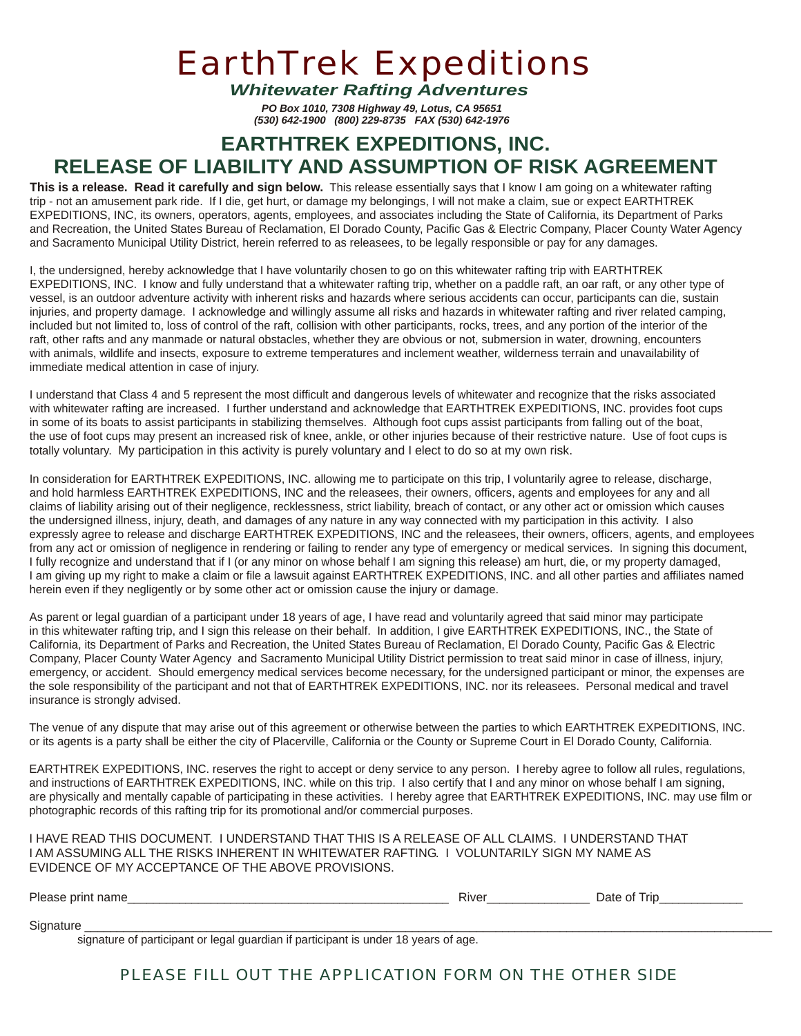# EarthTrek Expeditions

***Whitewater Rafting Adventures***

***PO Box 1010, 7308 Highway 49, Lotus, CA 95651***
***(530) 642-1900 (800) 229-8735 FAX (530) 642-1976***

## EARTHTREK EXPEDITIONS, INC.
## RELEASE OF LIABILITY AND ASSUMPTION OF RISK AGREEMENT

**This is a release. Read it carefully and sign below.** This release essentially says that I know I am going on a whitewater rafting trip - not an amusement park ride. If I die, get hurt, or damage my belongings, I will not make a claim, sue or expect EARTHTREK EXPEDITIONS, INC, its owners, operators, agents, employees, and associates including the State of California, its Department of Parks and Recreation, the United States Bureau of Reclamation, El Dorado County, Pacific Gas & Electric Company, Placer County Water Agency and Sacramento Municipal Utility District, herein referred to as releasees, to be legally responsible or pay for any damages.

I, the undersigned, hereby acknowledge that I have voluntarily chosen to go on this whitewater rafting trip with EARTHTREK EXPEDITIONS, INC. I know and fully understand that a whitewater rafting trip, whether on a paddle raft, an oar raft, or any other type of vessel, is an outdoor adventure activity with inherent risks and hazards where serious accidents can occur, participants can die, sustain injuries, and property damage. I acknowledge and willingly assume all risks and hazards in whitewater rafting and river related camping, included but not limited to, loss of control of the raft, collision with other participants, rocks, trees, and any portion of the interior of the raft, other rafts and any manmade or natural obstacles, whether they are obvious or not, submersion in water, drowning, encounters with animals, wildlife and insects, exposure to extreme temperatures and inclement weather, wilderness terrain and unavailability of immediate medical attention in case of injury.

I understand that Class 4 and 5 represent the most difficult and dangerous levels of whitewater and recognize that the risks associated with whitewater rafting are increased. I further understand and acknowledge that EARTHTREK EXPEDITIONS, INC. provides foot cups in some of its boats to assist participants in stabilizing themselves. Although foot cups assist participants from falling out of the boat, the use of foot cups may present an increased risk of knee, ankle, or other injuries because of their restrictive nature. Use of foot cups is totally voluntary. My participation in this activity is purely voluntary and I elect to do so at my own risk.

In consideration for EARTHTREK EXPEDITIONS, INC. allowing me to participate on this trip, I voluntarily agree to release, discharge, and hold harmless EARTHTREK EXPEDITIONS, INC and the releasees, their owners, officers, agents and employees for any and all claims of liability arising out of their negligence, recklessness, strict liability, breach of contact, or any other act or omission which causes the undersigned illness, injury, death, and damages of any nature in any way connected with my participation in this activity. I also expressly agree to release and discharge EARTHTREK EXPEDITIONS, INC and the releasees, their owners, officers, agents, and employees from any act or omission of negligence in rendering or failing to render any type of emergency or medical services. In signing this document, I fully recognize and understand that if I (or any minor on whose behalf I am signing this release) am hurt, die, or my property damaged, I am giving up my right to make a claim or file a lawsuit against EARTHTREK EXPEDITIONS, INC. and all other parties and affiliates named herein even if they negligently or by some other act or omission cause the injury or damage.

As parent or legal guardian of a participant under 18 years of age, I have read and voluntarily agreed that said minor may participate in this whitewater rafting trip, and I sign this release on their behalf. In addition, I give EARTHTREK EXPEDITIONS, INC., the State of California, its Department of Parks and Recreation, the United States Bureau of Reclamation, El Dorado County, Pacific Gas & Electric Company, Placer County Water Agency and Sacramento Municipal Utility District permission to treat said minor in case of illness, injury, emergency, or accident. Should emergency medical services become necessary, for the undersigned participant or minor, the expenses are the sole responsibility of the participant and not that of EARTHTREK EXPEDITIONS, INC. nor its releasees. Personal medical and travel insurance is strongly advised.

The venue of any dispute that may arise out of this agreement or otherwise between the parties to which EARTHTREK EXPEDITIONS, INC. or its agents is a party shall be either the city of Placerville, California or the County or Supreme Court in El Dorado County, California.

EARTHTREK EXPEDITIONS, INC. reserves the right to accept or deny service to any person. I hereby agree to follow all rules, regulations, and instructions of EARTHTREK EXPEDITIONS, INC. while on this trip. I also certify that I and any minor on whose behalf I am signing, are physically and mentally capable of participating in these activities. I hereby agree that EARTHTREK EXPEDITIONS, INC. may use film or photographic records of this rafting trip for its promotional and/or commercial purposes.

I HAVE READ THIS DOCUMENT. I UNDERSTAND THAT THIS IS A RELEASE OF ALL CLAIMS. I UNDERSTAND THAT I AM ASSUMING ALL THE RISKS INHERENT IN WHITEWATER RAFTING. I VOLUNTARILY SIGN MY NAME AS EVIDENCE OF MY ACCEPTANCE OF THE ABOVE PROVISIONS.

Please print name_______________________________________________ River_______________ Date of Trip____________

Signature ______________________________________________________________________________________________

signature of participant or legal guardian if participant is under 18 years of age.

PLEASE FILL OUT THE APPLICATION FORM ON THE OTHER SIDE